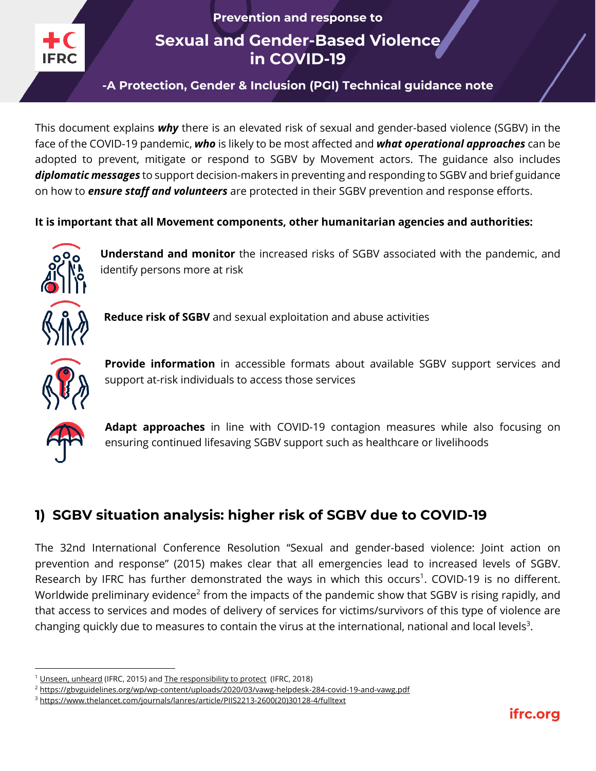Prevention and response to

# Sexual and Gender-Based Violence in COVID-19

**-A Protection, Gender & Inclusion (PGI) Technical guidance note**

This document explains ***why*** there is an elevated risk of sexual and gender-based violence (SGBV) in the face of the COVID-19 pandemic, ***who*** is likely to be most affected and ***what operational approaches*** can be adopted to prevent, mitigate or respond to SGBV by Movement actors. The guidance also includes ***diplomatic messages*** to support decision-makers in preventing and responding to SGBV and brief guidance on how to ***ensure staff and volunteers*** are protected in their SGBV prevention and response efforts.

**It is important that all Movement components, other humanitarian agencies and authorities:**

- **Understand and monitor** the increased risks of SGBV associated with the pandemic, and identify persons more at risk
- **Reduce risk of SGBV** and sexual exploitation and abuse activities
- **Provide information** in accessible formats about available SGBV support services and support at-risk individuals to access those services
- **Adapt approaches** in line with COVID-19 contagion measures while also focusing on ensuring continued lifesaving SGBV support such as healthcare or livelihoods

## 1) SGBV situation analysis: higher risk of SGBV due to COVID-19

The 32nd International Conference Resolution "Sexual and gender-based violence: Joint action on prevention and response" (2015) makes clear that all emergencies lead to increased levels of SGBV. Research by IFRC has further demonstrated the ways in which this occurs[1]. COVID-19 is no different. Worldwide preliminary evidence[2] from the impacts of the pandemic show that SGBV is rising rapidly, and that access to services and modes of delivery of services for victims/survivors of this type of violence are changing quickly due to measures to contain the virus at the international, national and local levels[3].

---

[1] Unseen, unheard (IFRC, 2015) and The responsibility to protect (IFRC, 2018)

[2] https://gbvguidelines.org/wp/wp-content/uploads/2020/03/vawg-helpdesk-284-covid-19-and-vawg.pdf

[3] https://www.thelancet.com/journals/lanres/article/PIIS2213-2600(20)30128-4/fulltext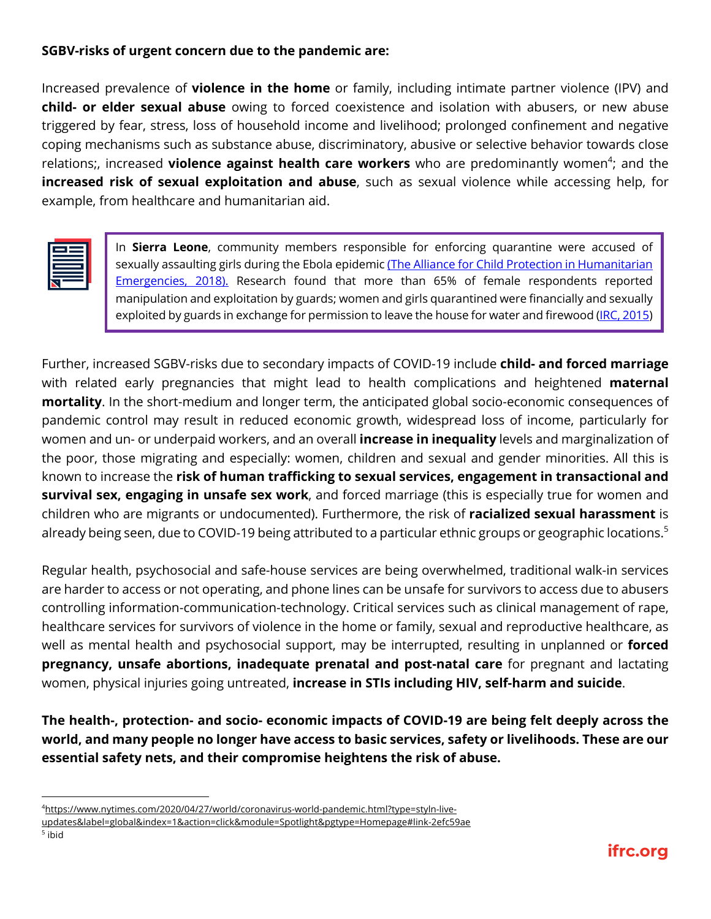**SGBV-risks of urgent concern due to the pandemic are:**

Increased prevalence of **violence in the home** or family, including intimate partner violence (IPV) and **child- or elder sexual abuse** owing to forced coexistence and isolation with abusers, or new abuse triggered by fear, stress, loss of household income and livelihood; prolonged confinement and negative coping mechanisms such as substance abuse, discriminatory, abusive or selective behavior towards close relations;, increased **violence against health care workers** who are predominantly women[4]; and the **increased risk of sexual exploitation and abuse**, such as sexual violence while accessing help, for example, from healthcare and humanitarian aid.

> In **Sierra Leone**, community members responsible for enforcing quarantine were accused of sexually assaulting girls during the Ebola epidemic (The Alliance for Child Protection in Humanitarian Emergencies, 2018). Research found that more than 65% of female respondents reported manipulation and exploitation by guards; women and girls quarantined were financially and sexually exploited by guards in exchange for permission to leave the house for water and firewood (IRC, 2015)

Further, increased SGBV-risks due to secondary impacts of COVID-19 include **child- and forced marriage** with related early pregnancies that might lead to health complications and heightened **maternal mortality**. In the short-medium and longer term, the anticipated global socio-economic consequences of pandemic control may result in reduced economic growth, widespread loss of income, particularly for women and un- or underpaid workers, and an overall **increase in inequality** levels and marginalization of the poor, those migrating and especially: women, children and sexual and gender minorities. All this is known to increase the **risk of human trafficking to sexual services, engagement in transactional and survival sex, engaging in unsafe sex work**, and forced marriage (this is especially true for women and children who are migrants or undocumented). Furthermore, the risk of **racialized sexual harassment** is already being seen, due to COVID-19 being attributed to a particular ethnic groups or geographic locations.[5]

Regular health, psychosocial and safe-house services are being overwhelmed, traditional walk-in services are harder to access or not operating, and phone lines can be unsafe for survivors to access due to abusers controlling information-communication-technology. Critical services such as clinical management of rape, healthcare services for survivors of violence in the home or family, sexual and reproductive healthcare, as well as mental health and psychosocial support, may be interrupted, resulting in unplanned or **forced pregnancy, unsafe abortions, inadequate prenatal and post-natal care** for pregnant and lactating women, physical injuries going untreated, **increase in STIs including HIV, self-harm and suicide**.

**The health-, protection- and socio- economic impacts of COVID-19 are being felt deeply across the world, and many people no longer have access to basic services, safety or livelihoods. These are our essential safety nets, and their compromise heightens the risk of abuse.**

---

[4] https://www.nytimes.com/2020/04/27/world/coronavirus-world-pandemic.html?type=styln-live-updates&label=global&index=1&action=click&module=Spotlight&pgtype=Homepage#link-2efc59ae

[5] ibid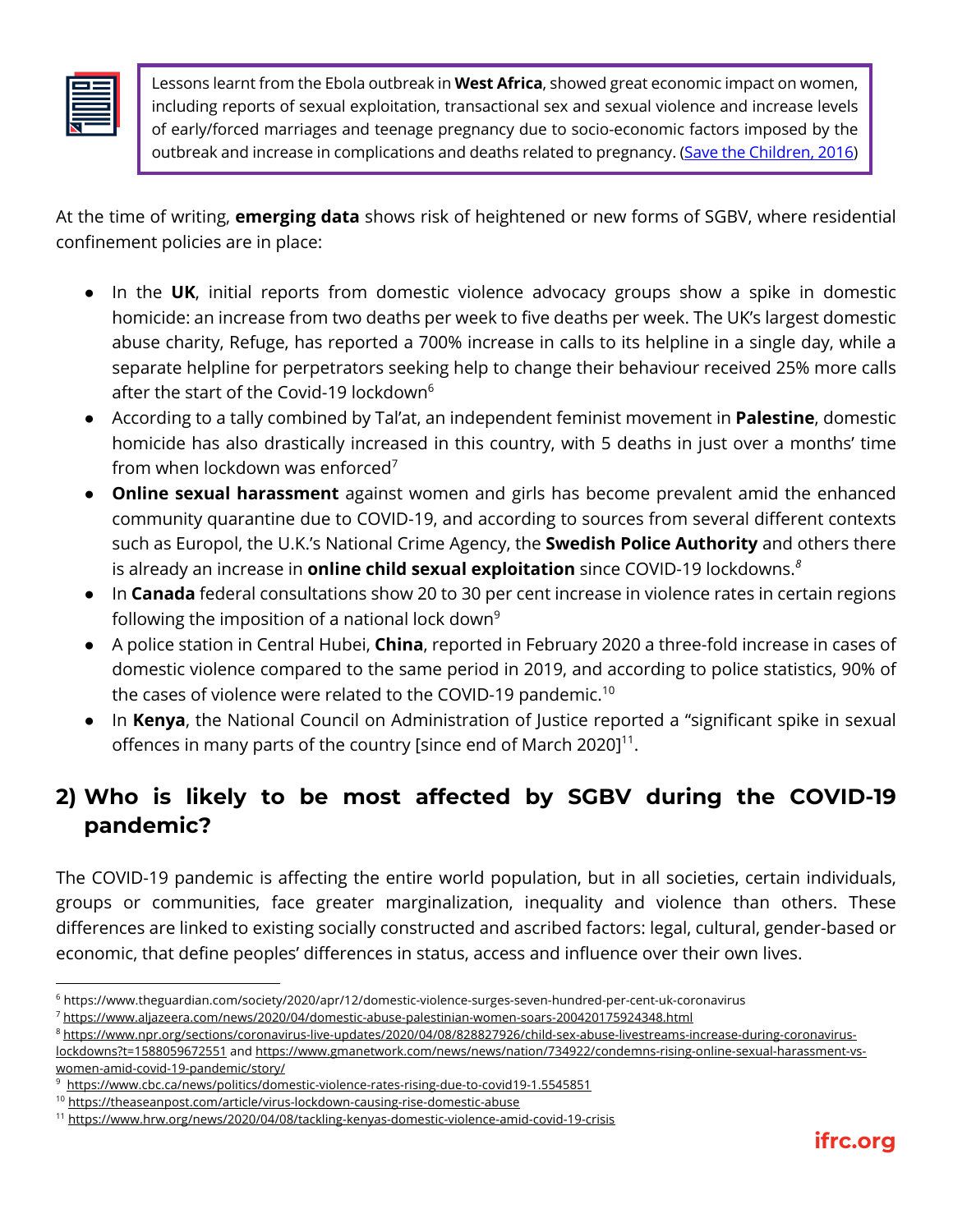> Lessons learnt from the Ebola outbreak in **West Africa**, showed great economic impact on women, including reports of sexual exploitation, transactional sex and sexual violence and increase levels of early/forced marriages and teenage pregnancy due to socio-economic factors imposed by the outbreak and increase in complications and deaths related to pregnancy. ([Save the Children, 2016](#))

At the time of writing, **emerging data** shows risk of heightened or new forms of SGBV, where residential confinement policies are in place:

- In the **UK**, initial reports from domestic violence advocacy groups show a spike in domestic homicide: an increase from two deaths per week to five deaths per week. The UK's largest domestic abuse charity, Refuge, has reported a 700% increase in calls to its helpline in a single day, while a separate helpline for perpetrators seeking help to change their behaviour received 25% more calls after the start of the Covid-19 lockdown[6]
- According to a tally combined by Tal'at, an independent feminist movement in **Palestine**, domestic homicide has also drastically increased in this country, with 5 deaths in just over a months' time from when lockdown was enforced[7]
- **Online sexual harassment** against women and girls has become prevalent amid the enhanced community quarantine due to COVID-19, and according to sources from several different contexts such as Europol, the U.K.'s National Crime Agency, the **Swedish Police Authority** and others there is already an increase in **online child sexual exploitation** since COVID-19 lockdowns.[8]
- In **Canada** federal consultations show 20 to 30 per cent increase in violence rates in certain regions following the imposition of a national lock down[9]
- A police station in Central Hubei, **China**, reported in February 2020 a three-fold increase in cases of domestic violence compared to the same period in 2019, and according to police statistics, 90% of the cases of violence were related to the COVID-19 pandemic.[10]
- In **Kenya**, the National Council on Administration of Justice reported a "significant spike in sexual offences in many parts of the country [since end of March 2020][11].

## 2) Who is likely to be most affected by SGBV during the COVID-19 pandemic?

The COVID-19 pandemic is affecting the entire world population, but in all societies, certain individuals, groups or communities, face greater marginalization, inequality and violence than others. These differences are linked to existing socially constructed and ascribed factors: legal, cultural, gender-based or economic, that define peoples' differences in status, access and influence over their own lives.

---

[6] https://www.theguardian.com/society/2020/apr/12/domestic-violence-surges-seven-hundred-per-cent-uk-coronavirus

[7] https://www.aljazeera.com/news/2020/04/domestic-abuse-palestinian-women-soars-200420175924348.html

[8] https://www.npr.org/sections/coronavirus-live-updates/2020/04/08/828827926/child-sex-abuse-livestreams-increase-during-coronavirus-lockdowns?t=1588059672551 and https://www.gmanetwork.com/news/news/nation/734922/condemns-rising-online-sexual-harassment-vs-women-amid-covid-19-pandemic/story/

[9] https://www.cbc.ca/news/politics/domestic-violence-rates-rising-due-to-covid19-1.5545851

[10] https://theaseanpost.com/article/virus-lockdown-causing-rise-domestic-abuse

[11] https://www.hrw.org/news/2020/04/08/tackling-kenyas-domestic-violence-amid-covid-19-crisis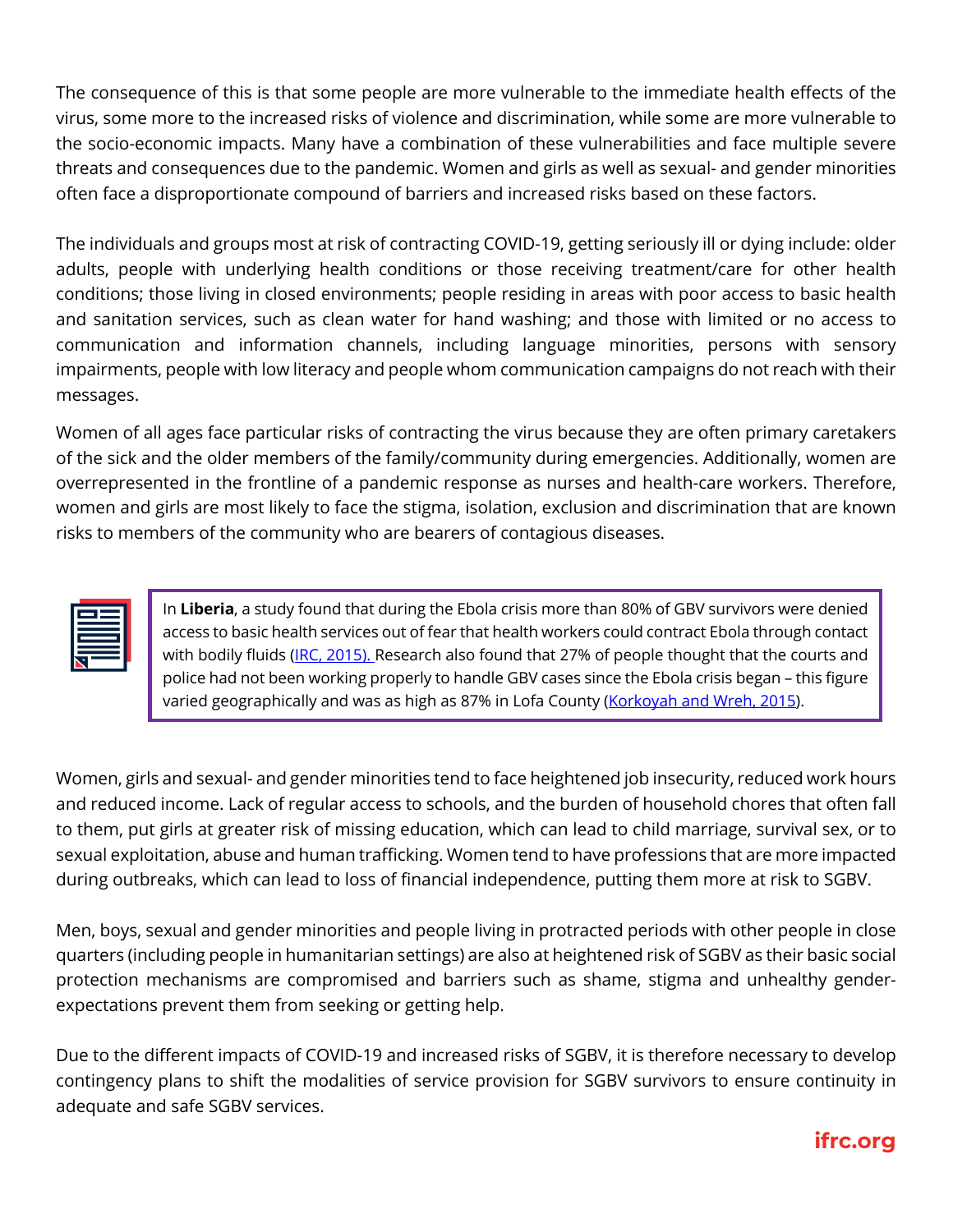The consequence of this is that some people are more vulnerable to the immediate health effects of the virus, some more to the increased risks of violence and discrimination, while some are more vulnerable to the socio-economic impacts. Many have a combination of these vulnerabilities and face multiple severe threats and consequences due to the pandemic. Women and girls as well as sexual- and gender minorities often face a disproportionate compound of barriers and increased risks based on these factors.

The individuals and groups most at risk of contracting COVID-19, getting seriously ill or dying include: older adults, people with underlying health conditions or those receiving treatment/care for other health conditions; those living in closed environments; people residing in areas with poor access to basic health and sanitation services, such as clean water for hand washing; and those with limited or no access to communication and information channels, including language minorities, persons with sensory impairments, people with low literacy and people whom communication campaigns do not reach with their messages.

Women of all ages face particular risks of contracting the virus because they are often primary caretakers of the sick and the older members of the family/community during emergencies. Additionally, women are overrepresented in the frontline of a pandemic response as nurses and health-care workers. Therefore, women and girls are most likely to face the stigma, isolation, exclusion and discrimination that are known risks to members of the community who are bearers of contagious diseases.

> In **Liberia**, a study found that during the Ebola crisis more than 80% of GBV survivors were denied access to basic health services out of fear that health workers could contract Ebola through contact with bodily fluids (IRC, 2015). Research also found that 27% of people thought that the courts and police had not been working properly to handle GBV cases since the Ebola crisis began – this figure varied geographically and was as high as 87% in Lofa County (Korkoyah and Wreh, 2015).

Women, girls and sexual- and gender minorities tend to face heightened job insecurity, reduced work hours and reduced income. Lack of regular access to schools, and the burden of household chores that often fall to them, put girls at greater risk of missing education, which can lead to child marriage, survival sex, or to sexual exploitation, abuse and human trafficking. Women tend to have professions that are more impacted during outbreaks, which can lead to loss of financial independence, putting them more at risk to SGBV.

Men, boys, sexual and gender minorities and people living in protracted periods with other people in close quarters (including people in humanitarian settings) are also at heightened risk of SGBV as their basic social protection mechanisms are compromised and barriers such as shame, stigma and unhealthy gender-expectations prevent them from seeking or getting help.

Due to the different impacts of COVID-19 and increased risks of SGBV, it is therefore necessary to develop contingency plans to shift the modalities of service provision for SGBV survivors to ensure continuity in adequate and safe SGBV services.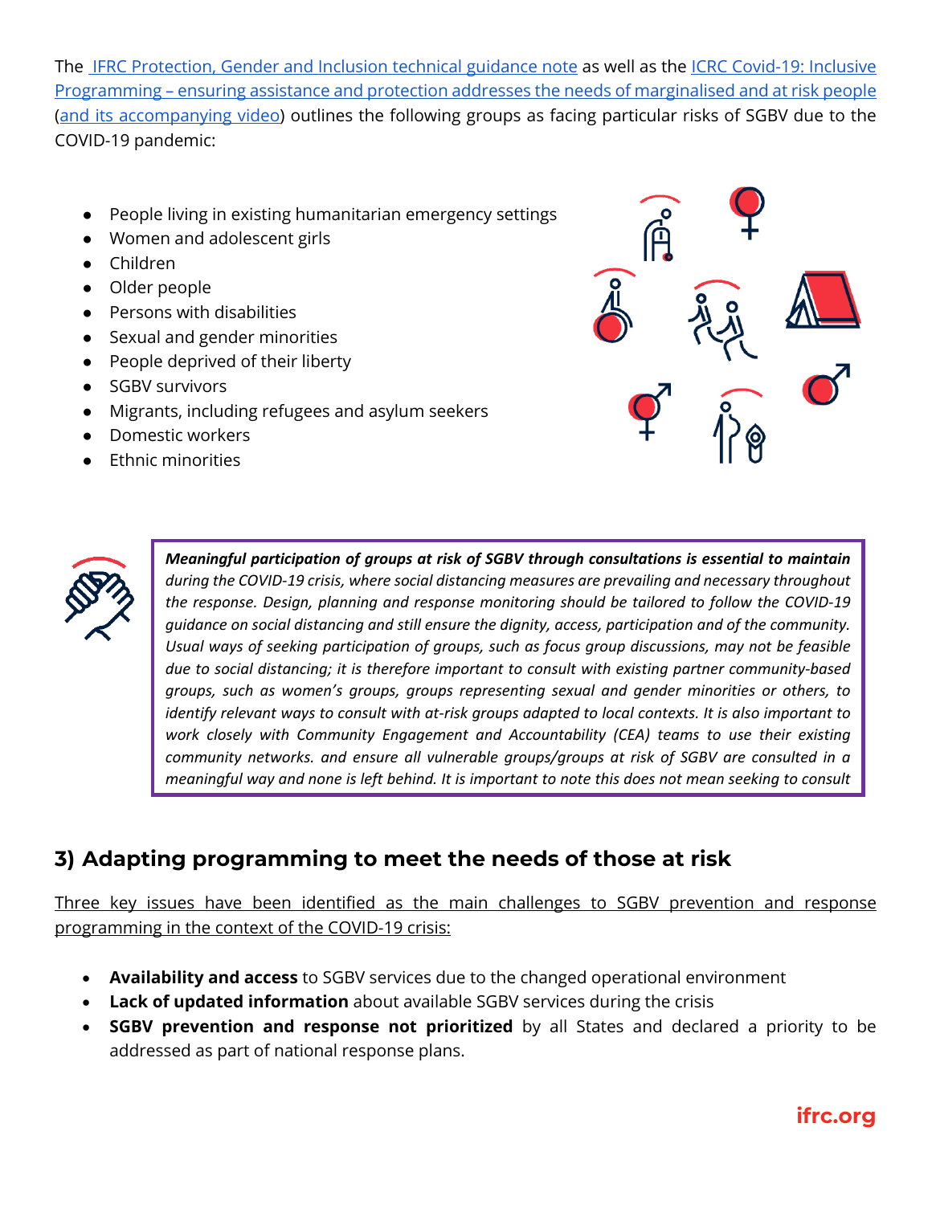The [IFRC Protection, Gender and Inclusion technical guidance note] as well as the [ICRC Covid-19: Inclusive Programming – ensuring assistance and protection addresses the needs of marginalised and at risk people] ([and its accompanying video]) outlines the following groups as facing particular risks of SGBV due to the COVID-19 pandemic:

- People living in existing humanitarian emergency settings
- Women and adolescent girls
- Children
- Older people
- Persons with disabilities
- Sexual and gender minorities
- People deprived of their liberty
- SGBV survivors
- Migrants, including refugees and asylum seekers
- Domestic workers
- Ethnic minorities

> ***Meaningful participation of groups at risk of SGBV through consultations is essential to maintain*** *during the COVID-19 crisis, where social distancing measures are prevailing and necessary throughout the response. Design, planning and response monitoring should be tailored to follow the COVID-19 guidance on social distancing and still ensure the dignity, access, participation and of the community. Usual ways of seeking participation of groups, such as focus group discussions, may not be feasible due to social distancing; it is therefore important to consult with existing partner community-based groups, such as women's groups, groups representing sexual and gender minorities or others, to identify relevant ways to consult with at-risk groups adapted to local contexts. It is also important to work closely with Community Engagement and Accountability (CEA) teams to use their existing community networks. and ensure all vulnerable groups/groups at risk of SGBV are consulted in a meaningful way and none is left behind. It is important to note this does not mean seeking to consult*

## 3) Adapting programming to meet the needs of those at risk

Three key issues have been identified as the main challenges to SGBV prevention and response programming in the context of the COVID-19 crisis:

- **Availability and access** to SGBV services due to the changed operational environment
- **Lack of updated information** about available SGBV services during the crisis
- **SGBV prevention and response not prioritized** by all States and declared a priority to be addressed as part of national response plans.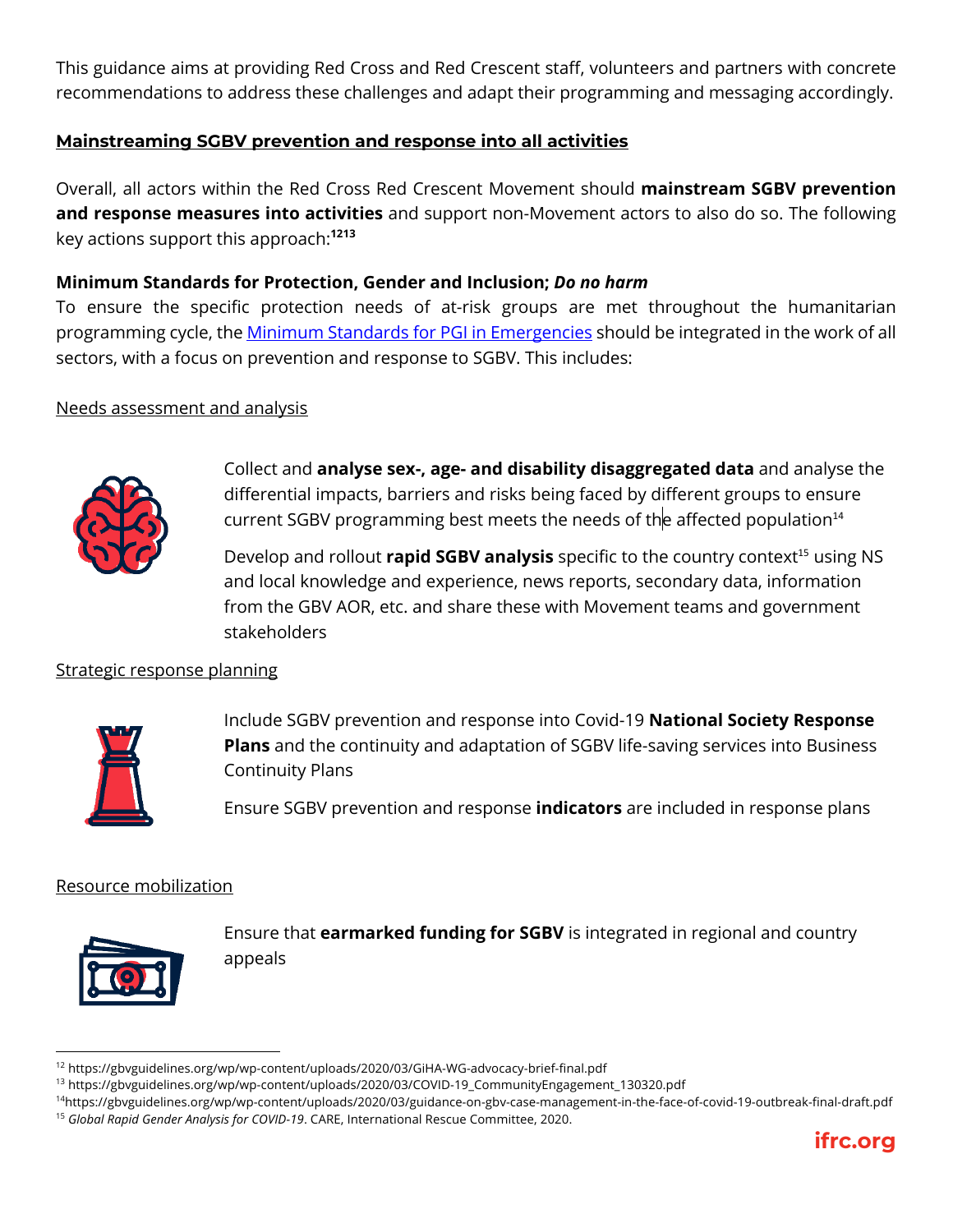This guidance aims at providing Red Cross and Red Crescent staff, volunteers and partners with concrete recommendations to address these challenges and adapt their programming and messaging accordingly.

## Mainstreaming SGBV prevention and response into all activities

Overall, all actors within the Red Cross Red Crescent Movement should **mainstream SGBV prevention and response measures into activities** and support non-Movement actors to also do so. The following key actions support this approach:[12][13]

### Minimum Standards for Protection, Gender and Inclusion; *Do no harm*

To ensure the specific protection needs of at-risk groups are met throughout the humanitarian programming cycle, the [Minimum Standards for PGI in Emergencies]() should be integrated in the work of all sectors, with a focus on prevention and response to SGBV. This includes:

#### Needs assessment and analysis

Collect and **analyse sex-, age- and disability disaggregated data** and analyse the differential impacts, barriers and risks being faced by different groups to ensure current SGBV programming best meets the needs of the affected population[14]

Develop and rollout **rapid SGBV analysis** specific to the country context[15] using NS and local knowledge and experience, news reports, secondary data, information from the GBV AOR, etc. and share these with Movement teams and government stakeholders

#### Strategic response planning

Include SGBV prevention and response into Covid-19 **National Society Response Plans** and the continuity and adaptation of SGBV life-saving services into Business Continuity Plans

Ensure SGBV prevention and response **indicators** are included in response plans

#### Resource mobilization

Ensure that **earmarked funding for SGBV** is integrated in regional and country appeals

---

[12] https://gbvguidelines.org/wp/wp-content/uploads/2020/03/GiHA-WG-advocacy-brief-final.pdf

[13] https://gbvguidelines.org/wp/wp-content/uploads/2020/03/COVID-19_CommunityEngagement_130320.pdf

[14] https://gbvguidelines.org/wp/wp-content/uploads/2020/03/guidance-on-gbv-case-management-in-the-face-of-covid-19-outbreak-final-draft.pdf

[15] *Global Rapid Gender Analysis for COVID-19*. CARE, International Rescue Committee, 2020.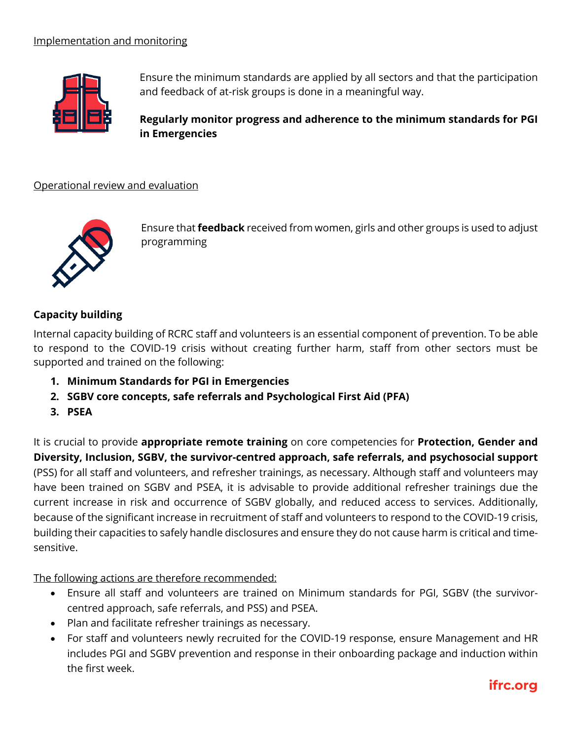Implementation and monitoring

Ensure the minimum standards are applied by all sectors and that the participation and feedback of at-risk groups is done in a meaningful way.

**Regularly monitor progress and adherence to the minimum standards for PGI in Emergencies**

Operational review and evaluation

Ensure that **feedback** received from women, girls and other groups is used to adjust programming

## Capacity building

Internal capacity building of RCRC staff and volunteers is an essential component of prevention. To be able to respond to the COVID-19 crisis without creating further harm, staff from other sectors must be supported and trained on the following:

1. **Minimum Standards for PGI in Emergencies**
2. **SGBV core concepts, safe referrals and Psychological First Aid (PFA)**
3. **PSEA**

It is crucial to provide **appropriate remote training** on core competencies for **Protection, Gender and Diversity, Inclusion, SGBV, the survivor-centred approach, safe referrals, and psychosocial support** (PSS) for all staff and volunteers, and refresher trainings, as necessary. Although staff and volunteers may have been trained on SGBV and PSEA, it is advisable to provide additional refresher trainings due the current increase in risk and occurrence of SGBV globally, and reduced access to services. Additionally, because of the significant increase in recruitment of staff and volunteers to respond to the COVID-19 crisis, building their capacities to safely handle disclosures and ensure they do not cause harm is critical and time-sensitive.

The following actions are therefore recommended:

- Ensure all staff and volunteers are trained on Minimum standards for PGI, SGBV (the survivor-centred approach, safe referrals, and PSS) and PSEA.
- Plan and facilitate refresher trainings as necessary.
- For staff and volunteers newly recruited for the COVID-19 response, ensure Management and HR includes PGI and SGBV prevention and response in their onboarding package and induction within the first week.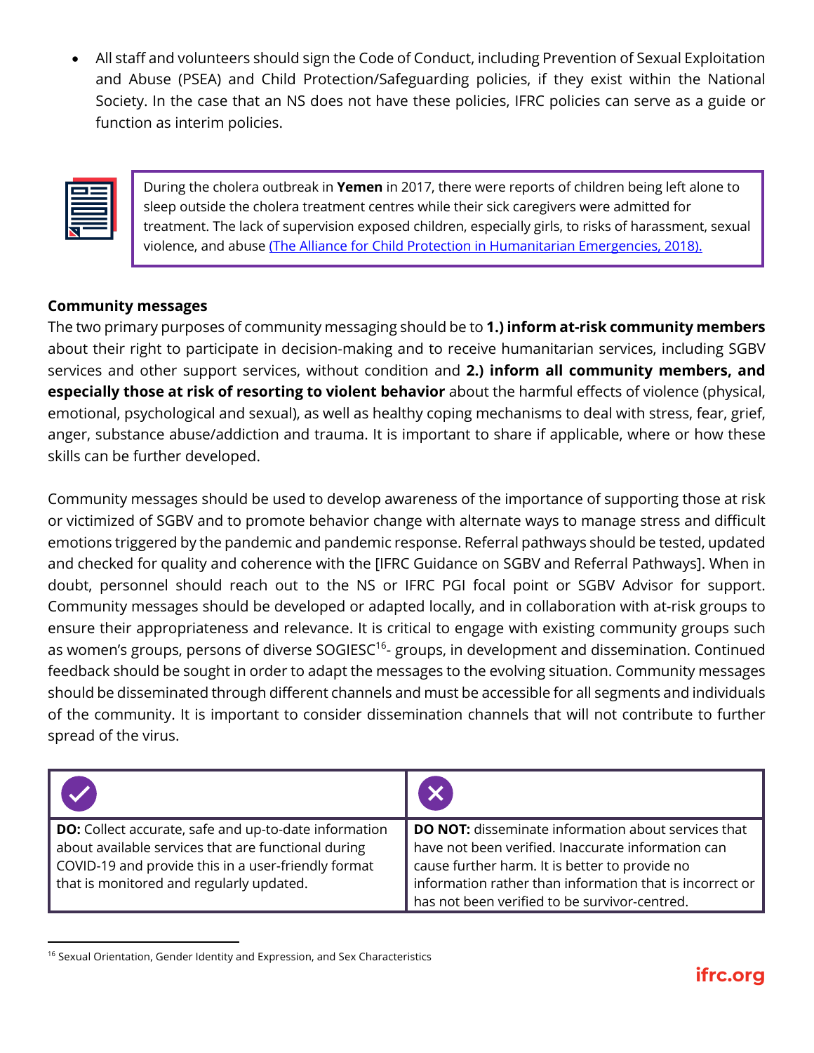- All staff and volunteers should sign the Code of Conduct, including Prevention of Sexual Exploitation and Abuse (PSEA) and Child Protection/Safeguarding policies, if they exist within the National Society. In the case that an NS does not have these policies, IFRC policies can serve as a guide or function as interim policies.

> During the cholera outbreak in **Yemen** in 2017, there were reports of children being left alone to sleep outside the cholera treatment centres while their sick caregivers were admitted for treatment. The lack of supervision exposed children, especially girls, to risks of harassment, sexual violence, and abuse (The Alliance for Child Protection in Humanitarian Emergencies, 2018).

**Community messages**

The two primary purposes of community messaging should be to **1.) inform at-risk community members** about their right to participate in decision-making and to receive humanitarian services, including SGBV services and other support services, without condition and **2.) inform all community members, and especially those at risk of resorting to violent behavior** about the harmful effects of violence (physical, emotional, psychological and sexual), as well as healthy coping mechanisms to deal with stress, fear, grief, anger, substance abuse/addiction and trauma. It is important to share if applicable, where or how these skills can be further developed.

Community messages should be used to develop awareness of the importance of supporting those at risk or victimized of SGBV and to promote behavior change with alternate ways to manage stress and difficult emotions triggered by the pandemic and pandemic response. Referral pathways should be tested, updated and checked for quality and coherence with the [IFRC Guidance on SGBV and Referral Pathways]. When in doubt, personnel should reach out to the NS or IFRC PGI focal point or SGBV Advisor for support. Community messages should be developed or adapted locally, and in collaboration with at-risk groups to ensure their appropriateness and relevance. It is critical to engage with existing community groups such as women's groups, persons of diverse SOGIESC[16]- groups, in development and dissemination. Continued feedback should be sought in order to adapt the messages to the evolving situation. Community messages should be disseminated through different channels and must be accessible for all segments and individuals of the community. It is important to consider dissemination channels that will not contribute to further spread of the virus.

| ✓ | ✗ |
| --- | --- |
| **DO:** Collect accurate, safe and up-to-date information about available services that are functional during COVID-19 and provide this in a user-friendly format that is monitored and regularly updated. | **DO NOT:** disseminate information about services that have not been verified. Inaccurate information can cause further harm. It is better to provide no information rather than information that is incorrect or has not been verified to be survivor-centred. |

[16] Sexual Orientation, Gender Identity and Expression, and Sex Characteristics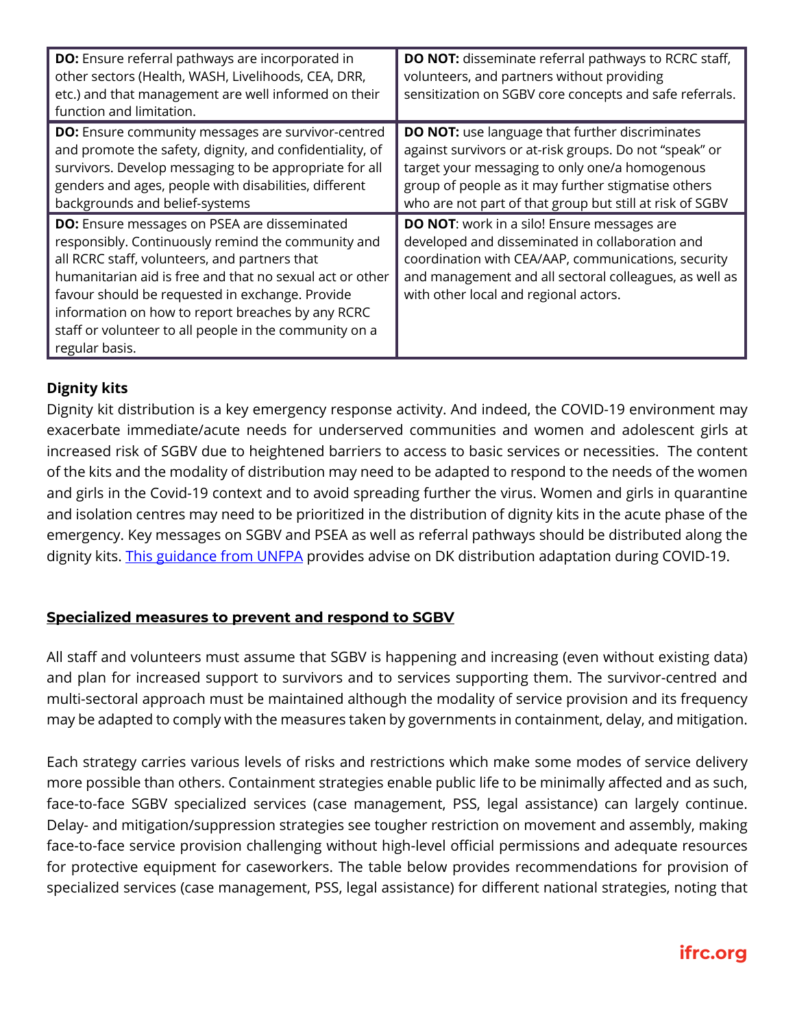| **DO:** Ensure referral pathways are incorporated in other sectors (Health, WASH, Livelihoods, CEA, DRR, etc.) and that management are well informed on their function and limitation. | **DO NOT:** disseminate referral pathways to RCRC staff, volunteers, and partners without providing sensitization on SGBV core concepts and safe referrals. |
|---|---|
| **DO:** Ensure community messages are survivor-centred and promote the safety, dignity, and confidentiality, of survivors. Develop messaging to be appropriate for all genders and ages, people with disabilities, different backgrounds and belief-systems | **DO NOT:** use language that further discriminates against survivors or at-risk groups. Do not "speak" or target your messaging to only one/a homogenous group of people as it may further stigmatise others who are not part of that group but still at risk of SGBV |
| **DO:** Ensure messages on PSEA are disseminated responsibly. Continuously remind the community and all RCRC staff, volunteers, and partners that humanitarian aid is free and that no sexual act or other favour should be requested in exchange. Provide information on how to report breaches by any RCRC staff or volunteer to all people in the community on a regular basis. | **DO NOT**: work in a silo! Ensure messages are developed and disseminated in collaboration and coordination with CEA/AAP, communications, security and management and all sectoral colleagues, as well as with other local and regional actors. |

**Dignity kits**

Dignity kit distribution is a key emergency response activity. And indeed, the COVID-19 environment may exacerbate immediate/acute needs for underserved communities and women and adolescent girls at increased risk of SGBV due to heightened barriers to access to basic services or necessities. The content of the kits and the modality of distribution may need to be adapted to respond to the needs of the women and girls in the Covid-19 context and to avoid spreading further the virus. Women and girls in quarantine and isolation centres may need to be prioritized in the distribution of dignity kits in the acute phase of the emergency. Key messages on SGBV and PSEA as well as referral pathways should be distributed along the dignity kits. This guidance from UNFPA provides advise on DK distribution adaptation during COVID-19.

## Specialized measures to prevent and respond to SGBV

All staff and volunteers must assume that SGBV is happening and increasing (even without existing data) and plan for increased support to survivors and to services supporting them. The survivor-centred and multi-sectoral approach must be maintained although the modality of service provision and its frequency may be adapted to comply with the measures taken by governments in containment, delay, and mitigation.

Each strategy carries various levels of risks and restrictions which make some modes of service delivery more possible than others. Containment strategies enable public life to be minimally affected and as such, face-to-face SGBV specialized services (case management, PSS, legal assistance) can largely continue. Delay- and mitigation/suppression strategies see tougher restriction on movement and assembly, making face-to-face service provision challenging without high-level official permissions and adequate resources for protective equipment for caseworkers. The table below provides recommendations for provision of specialized services (case management, PSS, legal assistance) for different national strategies, noting that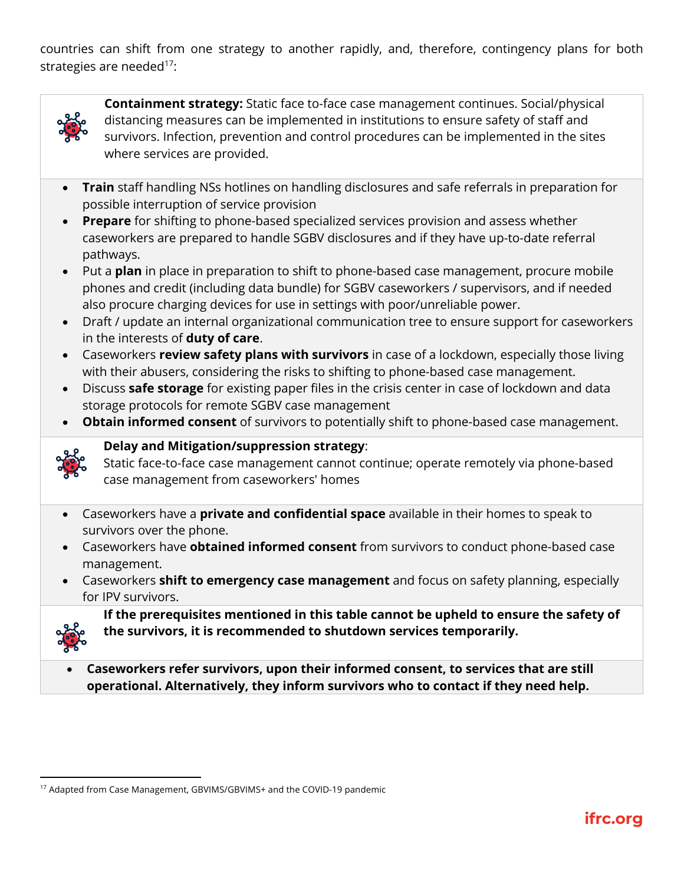countries can shift from one strategy to another rapidly, and, therefore, contingency plans for both strategies are needed[17]:

**Containment strategy:** Static face to-face case management continues. Social/physical distancing measures can be implemented in institutions to ensure safety of staff and survivors. Infection, prevention and control procedures can be implemented in the sites where services are provided.

- **Train** staff handling NSs hotlines on handling disclosures and safe referrals in preparation for possible interruption of service provision
- **Prepare** for shifting to phone-based specialized services provision and assess whether caseworkers are prepared to handle SGBV disclosures and if they have up-to-date referral pathways.
- Put a **plan** in place in preparation to shift to phone-based case management, procure mobile phones and credit (including data bundle) for SGBV caseworkers / supervisors, and if needed also procure charging devices for use in settings with poor/unreliable power.
- Draft / update an internal organizational communication tree to ensure support for caseworkers in the interests of **duty of care**.
- Caseworkers **review safety plans with survivors** in case of a lockdown, especially those living with their abusers, considering the risks to shifting to phone-based case management.
- Discuss **safe storage** for existing paper files in the crisis center in case of lockdown and data storage protocols for remote SGBV case management
- **Obtain informed consent** of survivors to potentially shift to phone-based case management.

**Delay and Mitigation/suppression strategy**:
Static face-to-face case management cannot continue; operate remotely via phone-based case management from caseworkers' homes

- Caseworkers have a **private and confidential space** available in their homes to speak to survivors over the phone.
- Caseworkers have **obtained informed consent** from survivors to conduct phone-based case management.
- Caseworkers **shift to emergency case management** and focus on safety planning, especially for IPV survivors.

**If the prerequisites mentioned in this table cannot be upheld to ensure the safety of the survivors, it is recommended to shutdown services temporarily.**

- **Caseworkers refer survivors, upon their informed consent, to services that are still operational. Alternatively, they inform survivors who to contact if they need help.**

[17] Adapted from Case Management, GBVIMS/GBVIMS+ and the COVID-19 pandemic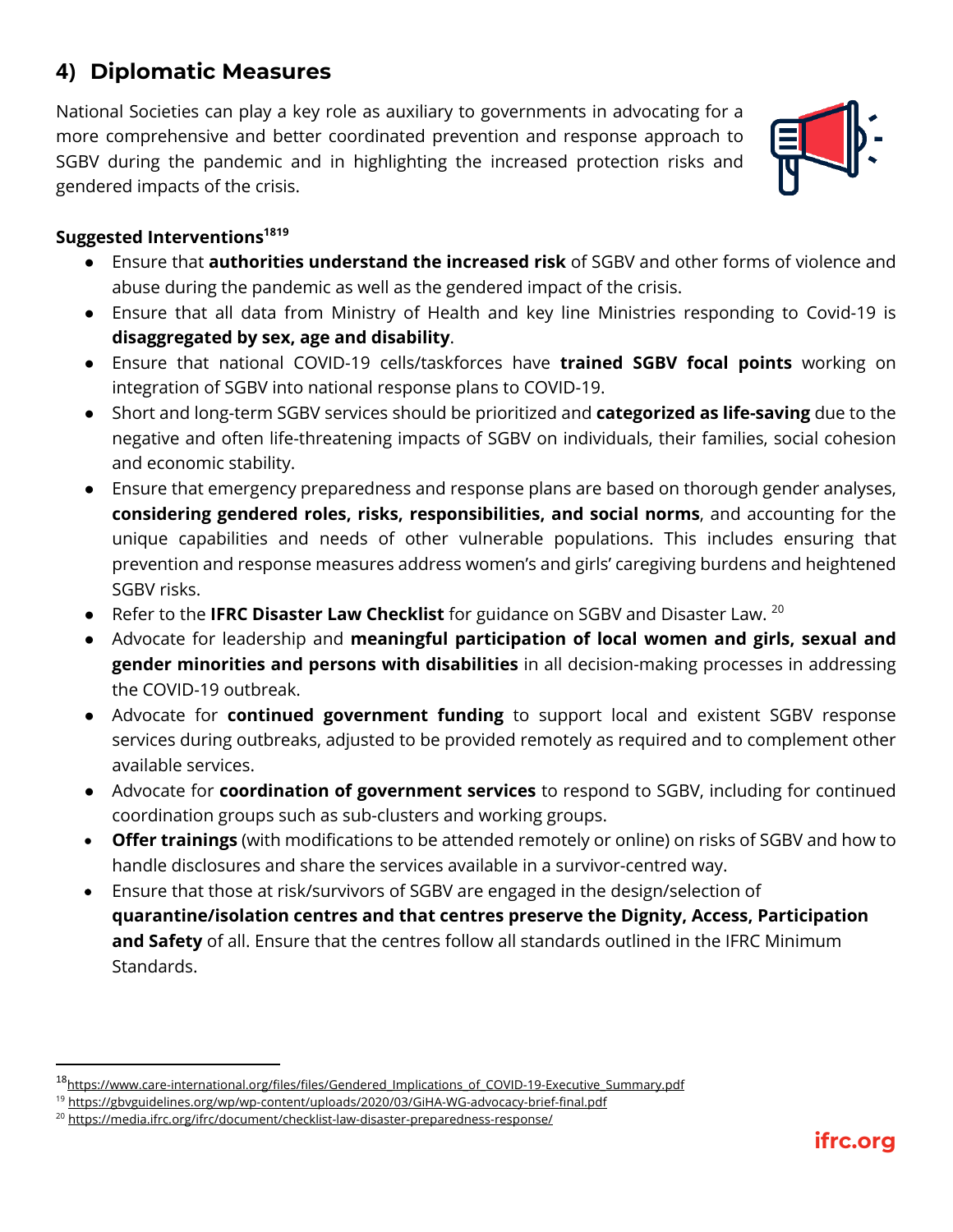## 4) Diplomatic Measures

National Societies can play a key role as auxiliary to governments in advocating for a more comprehensive and better coordinated prevention and response approach to SGBV during the pandemic and in highlighting the increased protection risks and gendered impacts of the crisis.

**Suggested Interventions**[18][19]

- Ensure that **authorities understand the increased risk** of SGBV and other forms of violence and abuse during the pandemic as well as the gendered impact of the crisis.
- Ensure that all data from Ministry of Health and key line Ministries responding to Covid-19 is **disaggregated by sex, age and disability**.
- Ensure that national COVID-19 cells/taskforces have **trained SGBV focal points** working on integration of SGBV into national response plans to COVID-19.
- Short and long-term SGBV services should be prioritized and **categorized as life-saving** due to the negative and often life-threatening impacts of SGBV on individuals, their families, social cohesion and economic stability.
- Ensure that emergency preparedness and response plans are based on thorough gender analyses, **considering gendered roles, risks, responsibilities, and social norms**, and accounting for the unique capabilities and needs of other vulnerable populations. This includes ensuring that prevention and response measures address women's and girls' caregiving burdens and heightened SGBV risks.
- Refer to the **IFRC Disaster Law Checklist** for guidance on SGBV and Disaster Law. [20]
- Advocate for leadership and **meaningful participation of local women and girls, sexual and gender minorities and persons with disabilities** in all decision-making processes in addressing the COVID-19 outbreak.
- Advocate for **continued government funding** to support local and existent SGBV response services during outbreaks, adjusted to be provided remotely as required and to complement other available services.
- Advocate for **coordination of government services** to respond to SGBV, including for continued coordination groups such as sub-clusters and working groups.
- **Offer trainings** (with modifications to be attended remotely or online) on risks of SGBV and how to handle disclosures and share the services available in a survivor-centred way.
- Ensure that those at risk/survivors of SGBV are engaged in the design/selection of **quarantine/isolation centres and that centres preserve the Dignity, Access, Participation and Safety** of all. Ensure that the centres follow all standards outlined in the IFRC Minimum Standards.

---

[18] https://www.care-international.org/files/files/Gendered_Implications_of_COVID-19-Executive_Summary.pdf

[19] https://gbvguidelines.org/wp/wp-content/uploads/2020/03/GiHA-WG-advocacy-brief-final.pdf

[20] https://media.ifrc.org/ifrc/document/checklist-law-disaster-preparedness-response/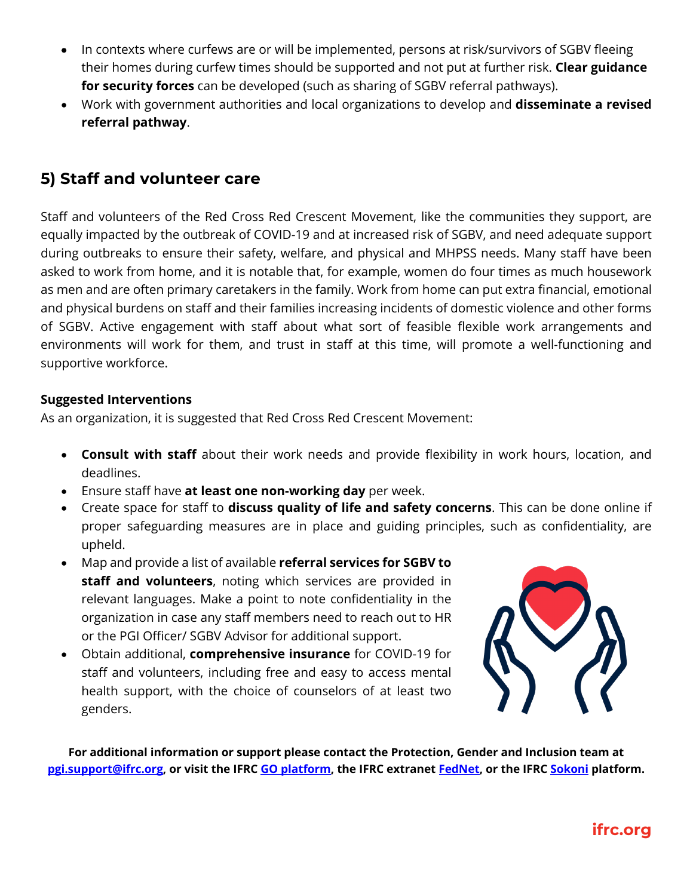- In contexts where curfews are or will be implemented, persons at risk/survivors of SGBV fleeing their homes during curfew times should be supported and not put at further risk. **Clear guidance for security forces** can be developed (such as sharing of SGBV referral pathways).
- Work with government authorities and local organizations to develop and **disseminate a revised referral pathway**.

## 5) Staff and volunteer care

Staff and volunteers of the Red Cross Red Crescent Movement, like the communities they support, are equally impacted by the outbreak of COVID-19 and at increased risk of SGBV, and need adequate support during outbreaks to ensure their safety, welfare, and physical and MHPSS needs. Many staff have been asked to work from home, and it is notable that, for example, women do four times as much housework as men and are often primary caretakers in the family. Work from home can put extra financial, emotional and physical burdens on staff and their families increasing incidents of domestic violence and other forms of SGBV. Active engagement with staff about what sort of feasible flexible work arrangements and environments will work for them, and trust in staff at this time, will promote a well-functioning and supportive workforce.

**Suggested Interventions**

As an organization, it is suggested that Red Cross Red Crescent Movement:

- **Consult with staff** about their work needs and provide flexibility in work hours, location, and deadlines.
- Ensure staff have **at least one non-working day** per week.
- Create space for staff to **discuss quality of life and safety concerns**. This can be done online if proper safeguarding measures are in place and guiding principles, such as confidentiality, are upheld.
- Map and provide a list of available **referral services for SGBV to staff and volunteers**, noting which services are provided in relevant languages. Make a point to note confidentiality in the organization in case any staff members need to reach out to HR or the PGI Officer/ SGBV Advisor for additional support.
- Obtain additional, **comprehensive insurance** for COVID-19 for staff and volunteers, including free and easy to access mental health support, with the choice of counselors of at least two genders.

**For additional information or support please contact the Protection, Gender and Inclusion team at pgi.support@ifrc.org, or visit the IFRC GO platform, the IFRC extranet FedNet, or the IFRC Sokoni platform.**

ifrc.org